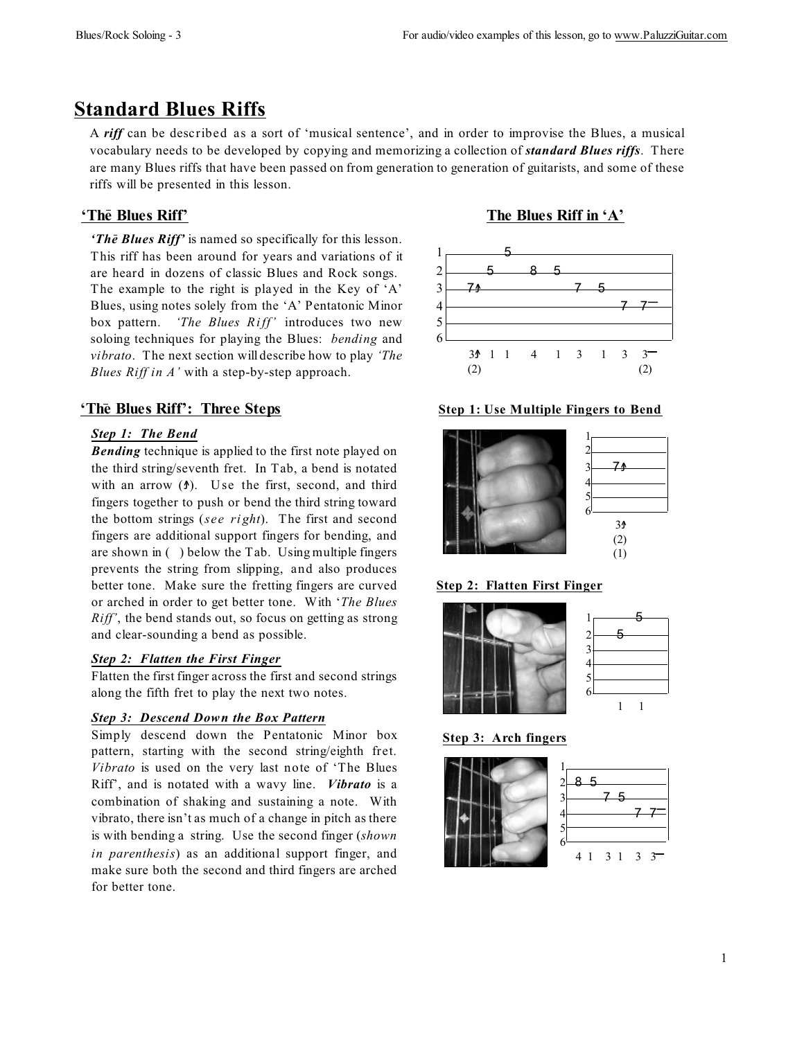# Standard Blues Riffs

A ***riff*** can be described as a sort of 'musical sentence', and in order to improvise the Blues, a musical vocabulary needs to be developed by copying and memorizing a collection of ***standard Blues riffs***. There are many Blues riffs that have been passed on from generation to generation of guitarists, and some of these riffs will be presented in this lesson.

## 'Thē Blues Riff'

***'Thē Blues Riff'*** is named so specifically for this lesson. This riff has been around for years and variations of it are heard in dozens of classic Blues and Rock songs. The example to the right is played in the Key of 'A' Blues, using notes solely from the 'A' Pentatonic Minor box pattern. *'The Blues Riff'* introduces two new soloing techniques for playing the Blues: *bending* and *vibrato*. The next section will describe how to play *'The Blues Riff in A'* with a step-by-step approach.

### The Blues Riff in 'A'

```
1 |--------5-------------------------|
2 |-----5-----8--5-------------------|
3 |-7↑-------------7--5--------------|
4 |----------------------7--7~~------|
5 |----------------------------------|
6 |----------------------------------|
    3↑ 1  1  4  1  3  1  3  3~~
   (2)                     (2)
```

## 'Thē Blues Riff': Three Steps

### *Step 1: The Bend*

***Bending*** technique is applied to the first note played on the third string/seventh fret. In Tab, a bend is notated with an arrow (↑). Use the first, second, and third fingers together to push or bend the third string toward the bottom strings (*see right*). The first and second fingers are additional support fingers for bending, and are shown in ( ) below the Tab. Using multiple fingers prevents the string from slipping, and also produces better tone. Make sure the fretting fingers are curved or arched in order to get better tone. With '*The Blues Riff*', the bend stands out, so focus on getting as strong and clear-sounding a bend as possible.

**Step 1: Use Multiple Fingers to Bend**

```
1 |--------|
2 |--------|
3 |--7↑----|
4 |--------|
5 |--------|
6 |--------|
    3↑
   (2)
   (1)
```

### *Step 2: Flatten the First Finger*

Flatten the first finger across the first and second strings along the fifth fret to play the next two notes.

**Step 2: Flatten First Finger**

```
1 |------5-|
2 |--5-----|
3 |--------|
4 |--------|
5 |--------|
6 |--------|
     1  1
```

### *Step 3: Descend Down the Box Pattern*

Simply descend down the Pentatonic Minor box pattern, starting with the second string/eighth fret. *Vibrato* is used on the very last note of 'The Blues Riff', and is notated with a wavy line. ***Vibrato*** is a combination of shaking and sustaining a note. With vibrato, there isn't as much of a change in pitch as there is with bending a string. Use the second finger (*shown in parenthesis*) as an additional support finger, and make sure both the second and third fingers are arched for better tone.

**Step 3: Arch fingers**

```
1 |---------------------|
2 |-8--5----------------|
3 |--------7--5---------|
4 |--------------7--7~~-|
5 |---------------------|
6 |---------------------|
   4  1   3  1  3  3~~
```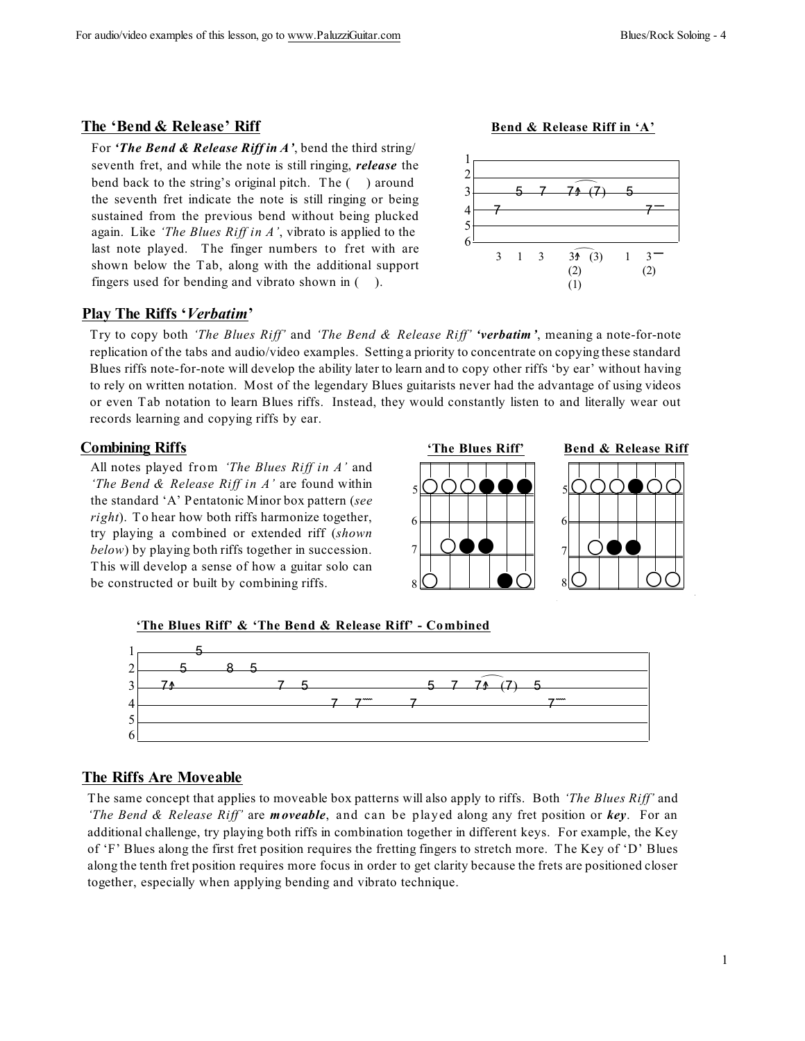## The 'Bend & Release' Riff

For ***'The Bend & Release Riff in A'***, bend the third string/ seventh fret, and while the note is still ringing, ***release*** the bend back to the string's original pitch. The ( ) around the seventh fret indicate the note is still ringing or being sustained from the previous bend without being plucked again. Like *'The Blues Riff in A'*, vibrato is applied to the last note played. The finger numbers to fret with are shown below the Tab, along with the additional support fingers used for bending and vibrato shown in ( ).

**Bend & Release Riff in 'A'**

```
1 |--------------------------------------
2 |--------------------------------------
3 |--------5---7---7↑-(7)----5-----------
4 |---7-------------------------------7~-
5 |--------------------------------------
6 |--------------------------------------
      3    1   3   3↑ (3)    1    3~
                   (2)            (2)
                   (1)
```

## Play The Riffs '*Verbatim*'

Try to copy both *'The Blues Riff'* and *'The Bend & Release Riff'* ***'verbatim'***, meaning a note-for-note replication of the tabs and audio/video examples. Setting a priority to concentrate on copying these standard Blues riffs note-for-note will develop the ability later to learn and to copy other riffs 'by ear' without having to rely on written notation. Most of the legendary Blues guitarists never had the advantage of using videos or even Tab notation to learn Blues riffs. Instead, they would constantly listen to and literally wear out records learning and copying riffs by ear.

## Combining Riffs

All notes played from *'The Blues Riff in A'* and *'The Bend & Release Riff in A'* are found within the standard 'A' Pentatonic Minor box pattern (*see right*). To hear how both riffs harmonize together, try playing a combined or extended riff (*shown below*) by playing both riffs together in succession. This will develop a sense of how a guitar solo can be constructed or built by combining riffs.

**'The Blues Riff'**

5 6 7 8

**Bend & Release Riff**

5 6 7 8

**'The Blues Riff' & 'The Bend & Release Riff' - Combined**

```
1 |--------5----------------------------------------------------------------
2 |-----5------8--5---------------------------------------------------------
3 |-7↑----------------7--5-------------------5--7--7↑-(7)--5---------------
4 |-----------------------------7--7~-----7--------------------------7~----
5 |-------------------------------------------------------------------------
6 |-------------------------------------------------------------------------
```

## The Riffs Are Moveable

The same concept that applies to moveable box patterns will also apply to riffs. Both *'The Blues Riff'* and *'The Bend & Release Riff'* are ***moveable***, and can be played along any fret position or ***key***. For an additional challenge, try playing both riffs in combination together in different keys. For example, the Key of 'F' Blues along the first fret position requires the fretting fingers to stretch more. The Key of 'D' Blues along the tenth fret position requires more focus in order to get clarity because the frets are positioned closer together, especially when applying bending and vibrato technique.